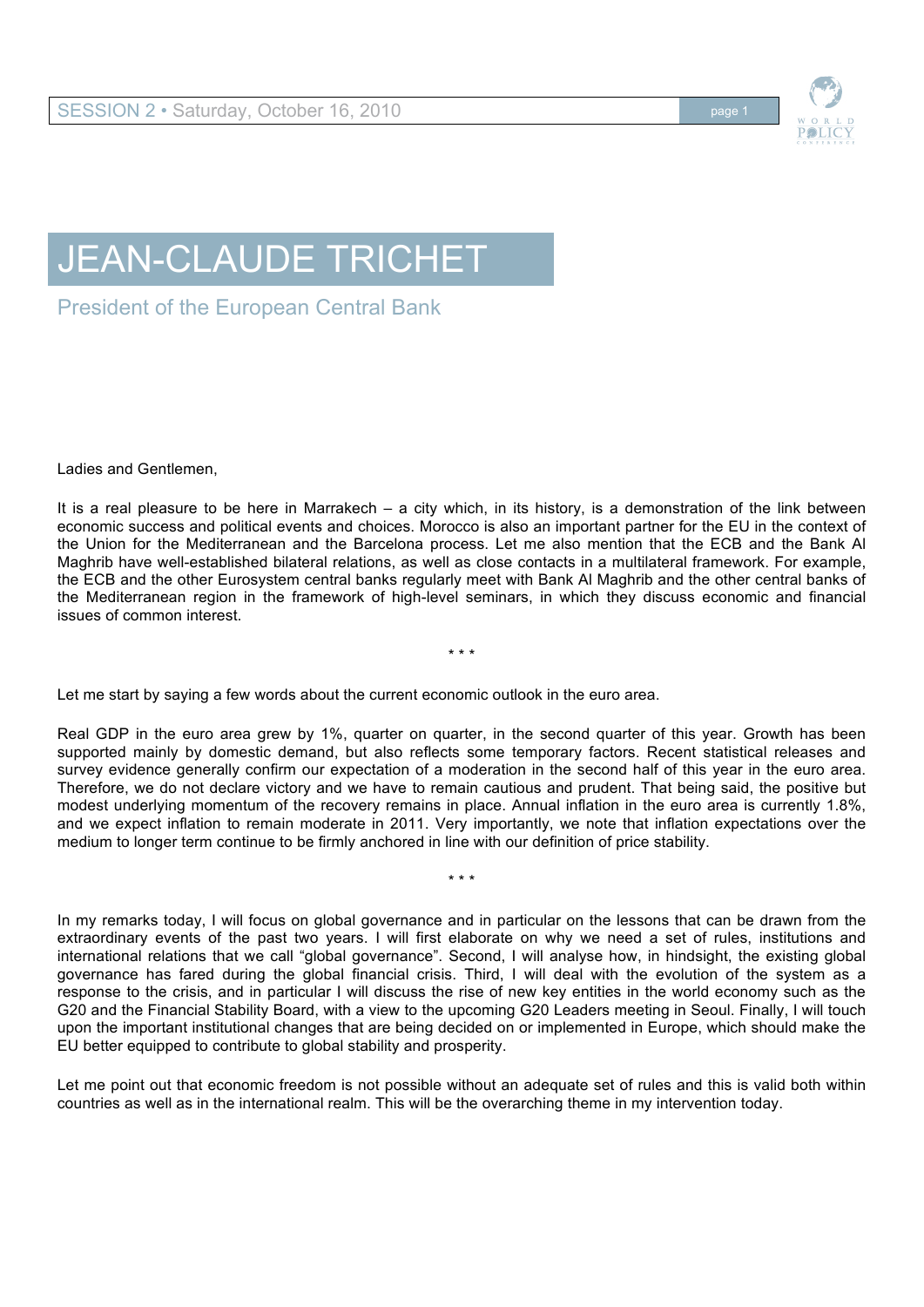# JEAN-CLAUDE TRICHET

## President of the European Central Bank

Ladies and Gentlemen,

It is a real pleasure to be here in Marrakech – a city which, in its history, is a demonstration of the link between economic success and political events and choices. Morocco is also an important partner for the EU in the context of the Union for the Mediterranean and the Barcelona process. Let me also mention that the ECB and the Bank Al Maghrib have well-established bilateral relations, as well as close contacts in a multilateral framework. For example, the ECB and the other Eurosystem central banks regularly meet with Bank Al Maghrib and the other central banks of the Mediterranean region in the framework of high-level seminars, in which they discuss economic and financial issues of common interest.

\* \* \*

Let me start by saying a few words about the current economic outlook in the euro area.

Real GDP in the euro area grew by 1%, quarter on quarter, in the second quarter of this year. Growth has been supported mainly by domestic demand, but also reflects some temporary factors. Recent statistical releases and survey evidence generally confirm our expectation of a moderation in the second half of this year in the euro area. Therefore, we do not declare victory and we have to remain cautious and prudent. That being said, the positive but modest underlying momentum of the recovery remains in place. Annual inflation in the euro area is currently 1.8%, and we expect inflation to remain moderate in 2011. Very importantly, we note that inflation expectations over the medium to longer term continue to be firmly anchored in line with our definition of price stability.

\* \* \*

In my remarks today, I will focus on global governance and in particular on the lessons that can be drawn from the extraordinary events of the past two years. I will first elaborate on why we need a set of rules, institutions and international relations that we call "global governance". Second, I will analyse how, in hindsight, the existing global governance has fared during the global financial crisis. Third, I will deal with the evolution of the system as a response to the crisis, and in particular I will discuss the rise of new key entities in the world economy such as the G20 and the Financial Stability Board, with a view to the upcoming G20 Leaders meeting in Seoul. Finally, I will touch upon the important institutional changes that are being decided on or implemented in Europe, which should make the EU better equipped to contribute to global stability and prosperity.

Let me point out that economic freedom is not possible without an adequate set of rules and this is valid both within countries as well as in the international realm. This will be the overarching theme in my intervention today.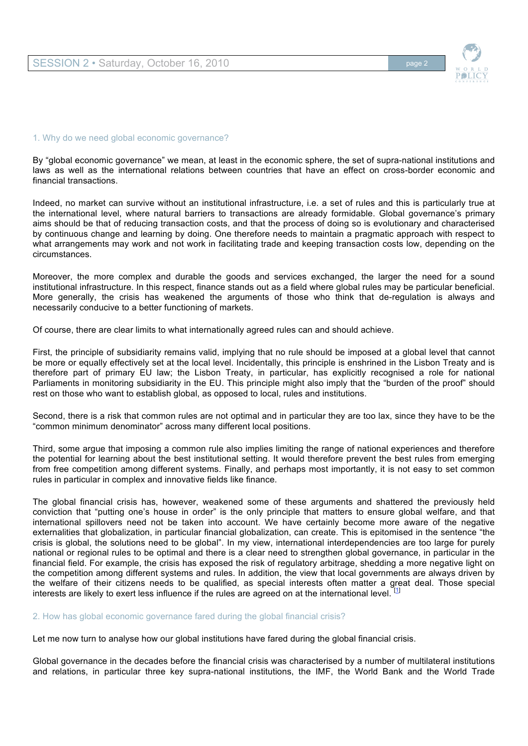## 1. Why do we need global economic governance?

By "global economic governance" we mean, at least in the economic sphere, the set of supra-national institutions and laws as well as the international relations between countries that have an effect on cross-border economic and financial transactions.

Indeed, no market can survive without an institutional infrastructure, i.e. a set of rules and this is particularly true at the international level, where natural barriers to transactions are already formidable. Global governance's primary aims should be that of reducing transaction costs, and that the process of doing so is evolutionary and characterised by continuous change and learning by doing. One therefore needs to maintain a pragmatic approach with respect to what arrangements may work and not work in facilitating trade and keeping transaction costs low, depending on the circumstances.

Moreover, the more complex and durable the goods and services exchanged, the larger the need for a sound institutional infrastructure. In this respect, finance stands out as a field where global rules may be particular beneficial. More generally, the crisis has weakened the arguments of those who think that de-regulation is always and necessarily conducive to a better functioning of markets.

Of course, there are clear limits to what internationally agreed rules can and should achieve.

First, the principle of subsidiarity remains valid, implying that no rule should be imposed at a global level that cannot be more or equally effectively set at the local level. Incidentally, this principle is enshrined in the Lisbon Treaty and is therefore part of primary EU law; the Lisbon Treaty, in particular, has explicitly recognised a role for national Parliaments in monitoring subsidiarity in the EU. This principle might also imply that the "burden of the proof" should rest on those who want to establish global, as opposed to local, rules and institutions.

Second, there is a risk that common rules are not optimal and in particular they are too lax, since they have to be the "common minimum denominator" across many different local positions.

Third, some argue that imposing a common rule also implies limiting the range of national experiences and therefore the potential for learning about the best institutional setting. It would therefore prevent the best rules from emerging from free competition among different systems. Finally, and perhaps most importantly, it is not easy to set common rules in particular in complex and innovative fields like finance.

The global financial crisis has, however, weakened some of these arguments and shattered the previously held conviction that "putting one's house in order" is the only principle that matters to ensure global welfare, and that international spillovers need not be taken into account. We have certainly become more aware of the negative externalities that globalization, in particular financial globalization, can create. This is epitomised in the sentence "the crisis is global, the solutions need to be global". In my view, international interdependencies are too large for purely national or regional rules to be optimal and there is a clear need to strengthen global governance, in particular in the financial field. For example, the crisis has exposed the risk of regulatory arbitrage, shedding a more negative light on the competition among different systems and rules. In addition, the view that local governments are always driven by the welfare of their citizens needs to be qualified, as special interests often matter a great deal. Those special interests are likely to exert less influence if the rules are agreed on at the international level. [1]

## 2. How has global economic governance fared during the global financial crisis?

Let me now turn to analyse how our global institutions have fared during the global financial crisis.

Global governance in the decades before the financial crisis was characterised by a number of multilateral institutions and relations, in particular three key supra-national institutions, the IMF, the World Bank and the World Trade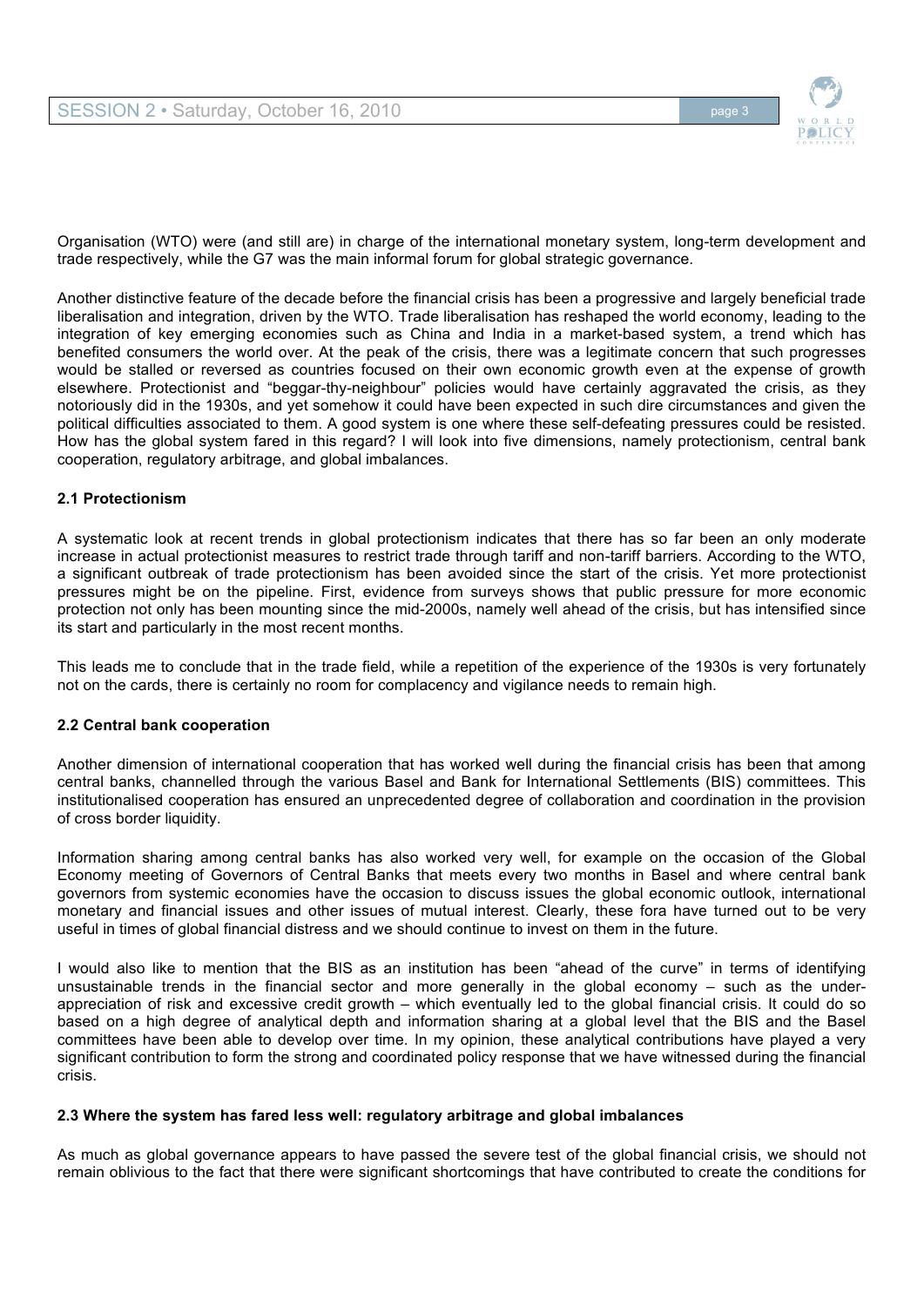Organisation (WTO) were (and still are) in charge of the international monetary system, long-term development and trade respectively, while the G7 was the main informal forum for global strategic governance.

Another distinctive feature of the decade before the financial crisis has been a progressive and largely beneficial trade liberalisation and integration, driven by the WTO. Trade liberalisation has reshaped the world economy, leading to the integration of key emerging economies such as China and India in a market-based system, a trend which has benefited consumers the world over. At the peak of the crisis, there was a legitimate concern that such progresses would be stalled or reversed as countries focused on their own economic growth even at the expense of growth elsewhere. Protectionist and "beggar-thy-neighbour" policies would have certainly aggravated the crisis, as they notoriously did in the 1930s, and yet somehow it could have been expected in such dire circumstances and given the political difficulties associated to them. A good system is one where these self-defeating pressures could be resisted. How has the global system fared in this regard? I will look into five dimensions, namely protectionism, central bank cooperation, regulatory arbitrage, and global imbalances.

### 2.1 Protectionism

A systematic look at recent trends in global protectionism indicates that there has so far been an only moderate increase in actual protectionist measures to restrict trade through tariff and non-tariff barriers. According to the WTO, a significant outbreak of trade protectionism has been avoided since the start of the crisis. Yet more protectionist pressures might be on the pipeline. First, evidence from surveys shows that public pressure for more economic protection not only has been mounting since the mid-2000s, namely well ahead of the crisis, but has intensified since its start and particularly in the most recent months.

This leads me to conclude that in the trade field, while a repetition of the experience of the 1930s is very fortunately not on the cards, there is certainly no room for complacency and vigilance needs to remain high.

### 2.2 Central bank cooperation

Another dimension of international cooperation that has worked well during the financial crisis has been that among central banks, channelled through the various Basel and Bank for International Settlements (BIS) committees. This institutionalised cooperation has ensured an unprecedented degree of collaboration and coordination in the provision of cross border liquidity.

Information sharing among central banks has also worked very well, for example on the occasion of the Global Economy meeting of Governors of Central Banks that meets every two months in Basel and where central bank governors from systemic economies have the occasion to discuss issues the global economic outlook, international monetary and financial issues and other issues of mutual interest. Clearly, these fora have turned out to be very useful in times of global financial distress and we should continue to invest on them in the future.

I would also like to mention that the BIS as an institution has been "ahead of the curve" in terms of identifying unsustainable trends in the financial sector and more generally in the global economy – such as the under-appreciation of risk and excessive credit growth – which eventually led to the global financial crisis. It could do so based on a high degree of analytical depth and information sharing at a global level that the BIS and the Basel committees have been able to develop over time. In my opinion, these analytical contributions have played a very significant contribution to form the strong and coordinated policy response that we have witnessed during the financial crisis.

### 2.3 Where the system has fared less well: regulatory arbitrage and global imbalances

As much as global governance appears to have passed the severe test of the global financial crisis, we should not remain oblivious to the fact that there were significant shortcomings that have contributed to create the conditions for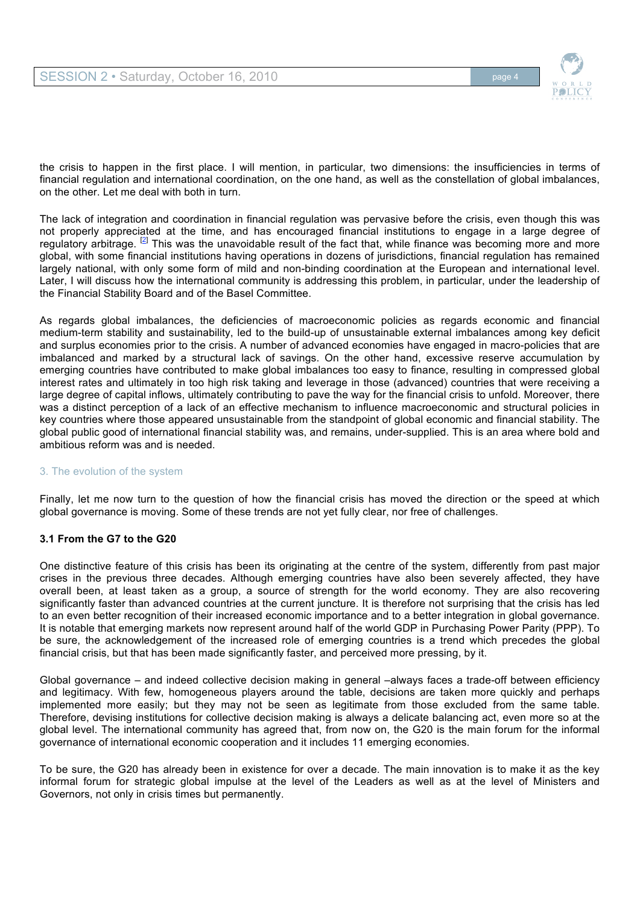the crisis to happen in the first place. I will mention, in particular, two dimensions: the insufficiencies in terms of financial regulation and international coordination, on the one hand, as well as the constellation of global imbalances, on the other. Let me deal with both in turn.

The lack of integration and coordination in financial regulation was pervasive before the crisis, even though this was not properly appreciated at the time, and has encouraged financial institutions to engage in a large degree of regulatory arbitrage. [2] This was the unavoidable result of the fact that, while finance was becoming more and more global, with some financial institutions having operations in dozens of jurisdictions, financial regulation has remained largely national, with only some form of mild and non-binding coordination at the European and international level. Later, I will discuss how the international community is addressing this problem, in particular, under the leadership of the Financial Stability Board and of the Basel Committee.

As regards global imbalances, the deficiencies of macroeconomic policies as regards economic and financial medium-term stability and sustainability, led to the build-up of unsustainable external imbalances among key deficit and surplus economies prior to the crisis. A number of advanced economies have engaged in macro-policies that are imbalanced and marked by a structural lack of savings. On the other hand, excessive reserve accumulation by emerging countries have contributed to make global imbalances too easy to finance, resulting in compressed global interest rates and ultimately in too high risk taking and leverage in those (advanced) countries that were receiving a large degree of capital inflows, ultimately contributing to pave the way for the financial crisis to unfold. Moreover, there was a distinct perception of a lack of an effective mechanism to influence macroeconomic and structural policies in key countries where those appeared unsustainable from the standpoint of global economic and financial stability. The global public good of international financial stability was, and remains, under-supplied. This is an area where bold and ambitious reform was and is needed.

## 3. The evolution of the system

Finally, let me now turn to the question of how the financial crisis has moved the direction or the speed at which global governance is moving. Some of these trends are not yet fully clear, nor free of challenges.

### 3.1 From the G7 to the G20

One distinctive feature of this crisis has been its originating at the centre of the system, differently from past major crises in the previous three decades. Although emerging countries have also been severely affected, they have overall been, at least taken as a group, a source of strength for the world economy. They are also recovering significantly faster than advanced countries at the current juncture. It is therefore not surprising that the crisis has led to an even better recognition of their increased economic importance and to a better integration in global governance. It is notable that emerging markets now represent around half of the world GDP in Purchasing Power Parity (PPP). To be sure, the acknowledgement of the increased role of emerging countries is a trend which precedes the global financial crisis, but that has been made significantly faster, and perceived more pressing, by it.

Global governance – and indeed collective decision making in general –always faces a trade-off between efficiency and legitimacy. With few, homogeneous players around the table, decisions are taken more quickly and perhaps implemented more easily; but they may not be seen as legitimate from those excluded from the same table. Therefore, devising institutions for collective decision making is always a delicate balancing act, even more so at the global level. The international community has agreed that, from now on, the G20 is the main forum for the informal governance of international economic cooperation and it includes 11 emerging economies.

To be sure, the G20 has already been in existence for over a decade. The main innovation is to make it as the key informal forum for strategic global impulse at the level of the Leaders as well as at the level of Ministers and Governors, not only in crisis times but permanently.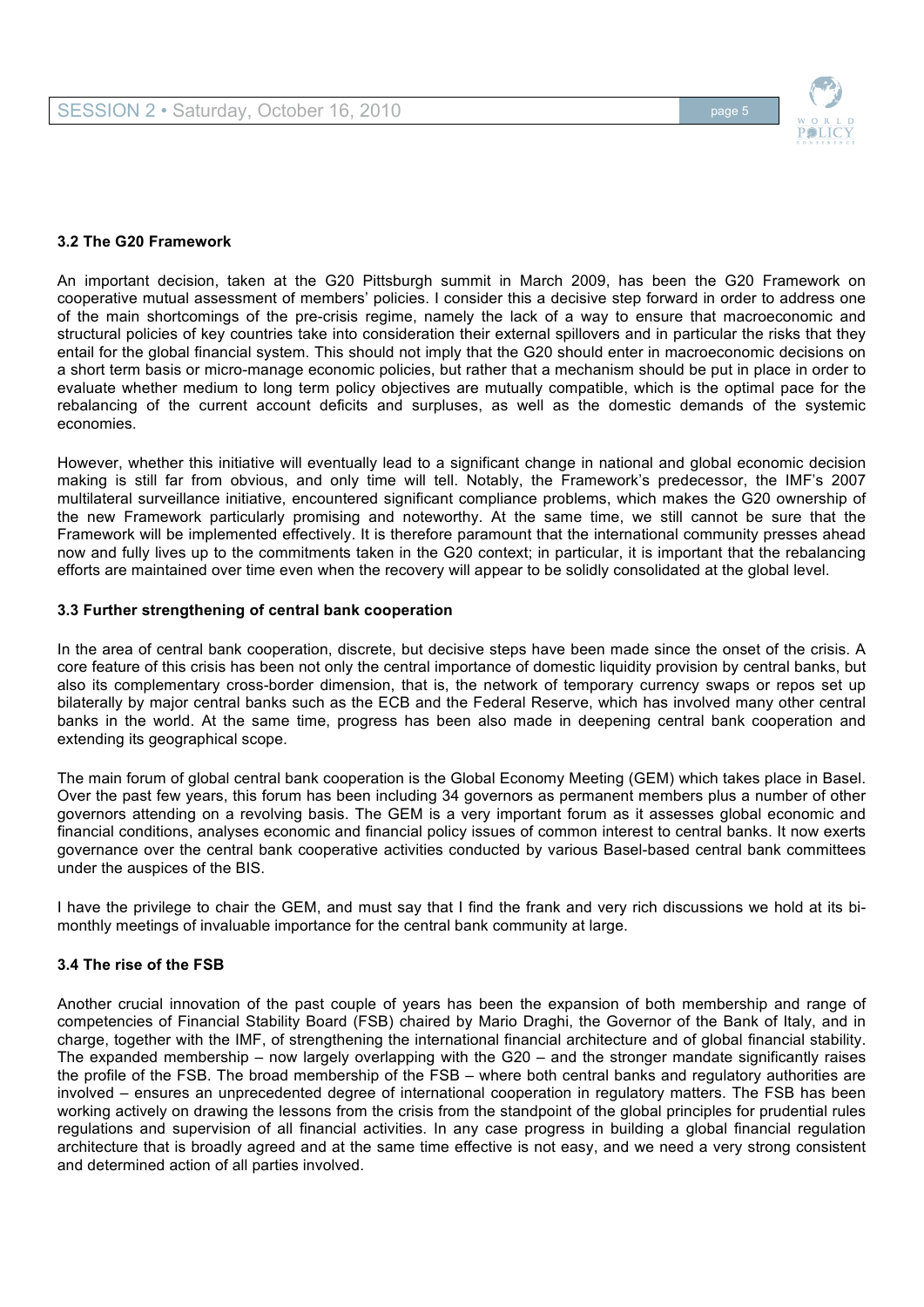### 3.2 The G20 Framework

An important decision, taken at the G20 Pittsburgh summit in March 2009, has been the G20 Framework on cooperative mutual assessment of members' policies. I consider this a decisive step forward in order to address one of the main shortcomings of the pre-crisis regime, namely the lack of a way to ensure that macroeconomic and structural policies of key countries take into consideration their external spillovers and in particular the risks that they entail for the global financial system. This should not imply that the G20 should enter in macroeconomic decisions on a short term basis or micro-manage economic policies, but rather that a mechanism should be put in place in order to evaluate whether medium to long term policy objectives are mutually compatible, which is the optimal pace for the rebalancing of the current account deficits and surpluses, as well as the domestic demands of the systemic economies.

However, whether this initiative will eventually lead to a significant change in national and global economic decision making is still far from obvious, and only time will tell. Notably, the Framework's predecessor, the IMF's 2007 multilateral surveillance initiative, encountered significant compliance problems, which makes the G20 ownership of the new Framework particularly promising and noteworthy. At the same time, we still cannot be sure that the Framework will be implemented effectively. It is therefore paramount that the international community presses ahead now and fully lives up to the commitments taken in the G20 context; in particular, it is important that the rebalancing efforts are maintained over time even when the recovery will appear to be solidly consolidated at the global level.

### 3.3 Further strengthening of central bank cooperation

In the area of central bank cooperation, discrete, but decisive steps have been made since the onset of the crisis. A core feature of this crisis has been not only the central importance of domestic liquidity provision by central banks, but also its complementary cross-border dimension, that is, the network of temporary currency swaps or repos set up bilaterally by major central banks such as the ECB and the Federal Reserve, which has involved many other central banks in the world. At the same time, progress has been also made in deepening central bank cooperation and extending its geographical scope.

The main forum of global central bank cooperation is the Global Economy Meeting (GEM) which takes place in Basel. Over the past few years, this forum has been including 34 governors as permanent members plus a number of other governors attending on a revolving basis. The GEM is a very important forum as it assesses global economic and financial conditions, analyses economic and financial policy issues of common interest to central banks. It now exerts governance over the central bank cooperative activities conducted by various Basel-based central bank committees under the auspices of the BIS.

I have the privilege to chair the GEM, and must say that I find the frank and very rich discussions we hold at its bi-monthly meetings of invaluable importance for the central bank community at large.

### 3.4 The rise of the FSB

Another crucial innovation of the past couple of years has been the expansion of both membership and range of competencies of Financial Stability Board (FSB) chaired by Mario Draghi, the Governor of the Bank of Italy, and in charge, together with the IMF, of strengthening the international financial architecture and of global financial stability. The expanded membership – now largely overlapping with the G20 – and the stronger mandate significantly raises the profile of the FSB. The broad membership of the FSB – where both central banks and regulatory authorities are involved – ensures an unprecedented degree of international cooperation in regulatory matters. The FSB has been working actively on drawing the lessons from the crisis from the standpoint of the global principles for prudential rules regulations and supervision of all financial activities. In any case progress in building a global financial regulation architecture that is broadly agreed and at the same time effective is not easy, and we need a very strong consistent and determined action of all parties involved.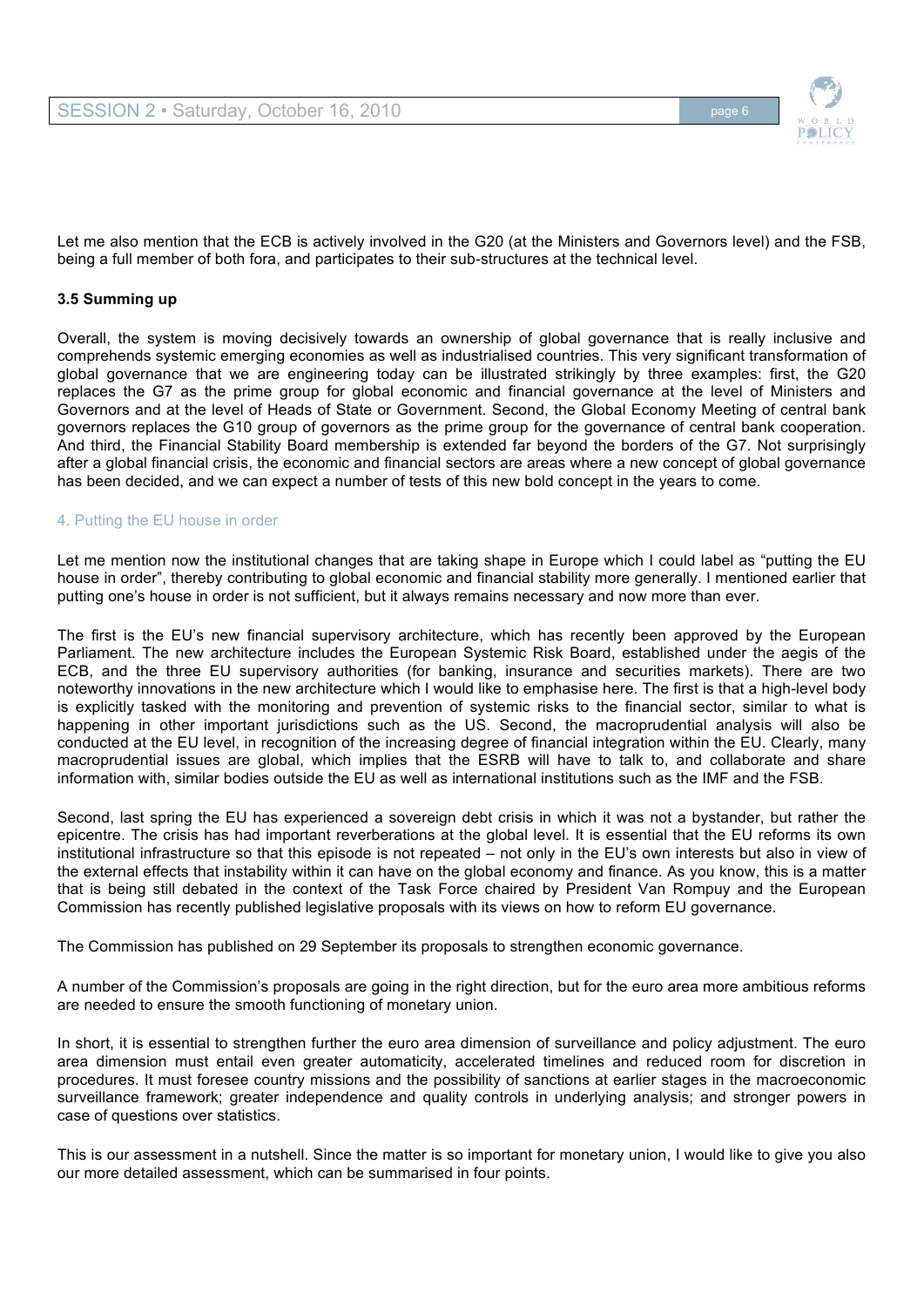Let me also mention that the ECB is actively involved in the G20 (at the Ministers and Governors level) and the FSB, being a full member of both fora, and participates to their sub-structures at the technical level.

### 3.5 Summing up

Overall, the system is moving decisively towards an ownership of global governance that is really inclusive and comprehends systemic emerging economies as well as industrialised countries. This very significant transformation of global governance that we are engineering today can be illustrated strikingly by three examples: first, the G20 replaces the G7 as the prime group for global economic and financial governance at the level of Ministers and Governors and at the level of Heads of State or Government. Second, the Global Economy Meeting of central bank governors replaces the G10 group of governors as the prime group for the governance of central bank cooperation. And third, the Financial Stability Board membership is extended far beyond the borders of the G7. Not surprisingly after a global financial crisis, the economic and financial sectors are areas where a new concept of global governance has been decided, and we can expect a number of tests of this new bold concept in the years to come.

## 4. Putting the EU house in order

Let me mention now the institutional changes that are taking shape in Europe which I could label as "putting the EU house in order", thereby contributing to global economic and financial stability more generally. I mentioned earlier that putting one's house in order is not sufficient, but it always remains necessary and now more than ever.

The first is the EU's new financial supervisory architecture, which has recently been approved by the European Parliament. The new architecture includes the European Systemic Risk Board, established under the aegis of the ECB, and the three EU supervisory authorities (for banking, insurance and securities markets). There are two noteworthy innovations in the new architecture which I would like to emphasise here. The first is that a high-level body is explicitly tasked with the monitoring and prevention of systemic risks to the financial sector, similar to what is happening in other important jurisdictions such as the US. Second, the macroprudential analysis will also be conducted at the EU level, in recognition of the increasing degree of financial integration within the EU. Clearly, many macroprudential issues are global, which implies that the ESRB will have to talk to, and collaborate and share information with, similar bodies outside the EU as well as international institutions such as the IMF and the FSB.

Second, last spring the EU has experienced a sovereign debt crisis in which it was not a bystander, but rather the epicentre. The crisis has had important reverberations at the global level. It is essential that the EU reforms its own institutional infrastructure so that this episode is not repeated – not only in the EU's own interests but also in view of the external effects that instability within it can have on the global economy and finance. As you know, this is a matter that is being still debated in the context of the Task Force chaired by President Van Rompuy and the European Commission has recently published legislative proposals with its views on how to reform EU governance.

The Commission has published on 29 September its proposals to strengthen economic governance.

A number of the Commission's proposals are going in the right direction, but for the euro area more ambitious reforms are needed to ensure the smooth functioning of monetary union.

In short, it is essential to strengthen further the euro area dimension of surveillance and policy adjustment. The euro area dimension must entail even greater automaticity, accelerated timelines and reduced room for discretion in procedures. It must foresee country missions and the possibility of sanctions at earlier stages in the macroeconomic surveillance framework; greater independence and quality controls in underlying analysis; and stronger powers in case of questions over statistics.

This is our assessment in a nutshell. Since the matter is so important for monetary union, I would like to give you also our more detailed assessment, which can be summarised in four points.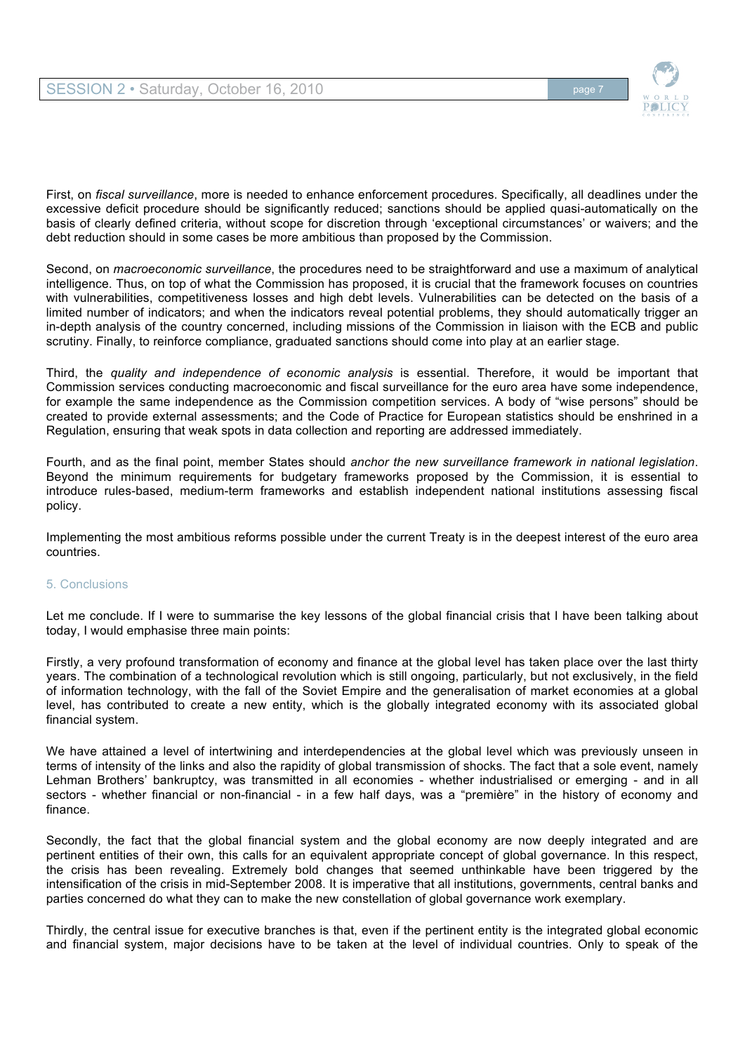First, on *fiscal surveillance*, more is needed to enhance enforcement procedures. Specifically, all deadlines under the excessive deficit procedure should be significantly reduced; sanctions should be applied quasi-automatically on the basis of clearly defined criteria, without scope for discretion through 'exceptional circumstances' or waivers; and the debt reduction should in some cases be more ambitious than proposed by the Commission.

Second, on *macroeconomic surveillance*, the procedures need to be straightforward and use a maximum of analytical intelligence. Thus, on top of what the Commission has proposed, it is crucial that the framework focuses on countries with vulnerabilities, competitiveness losses and high debt levels. Vulnerabilities can be detected on the basis of a limited number of indicators; and when the indicators reveal potential problems, they should automatically trigger an in-depth analysis of the country concerned, including missions of the Commission in liaison with the ECB and public scrutiny. Finally, to reinforce compliance, graduated sanctions should come into play at an earlier stage.

Third, the *quality and independence of economic analysis* is essential. Therefore, it would be important that Commission services conducting macroeconomic and fiscal surveillance for the euro area have some independence, for example the same independence as the Commission competition services. A body of "wise persons" should be created to provide external assessments; and the Code of Practice for European statistics should be enshrined in a Regulation, ensuring that weak spots in data collection and reporting are addressed immediately.

Fourth, and as the final point, member States should *anchor the new surveillance framework in national legislation*. Beyond the minimum requirements for budgetary frameworks proposed by the Commission, it is essential to introduce rules-based, medium-term frameworks and establish independent national institutions assessing fiscal policy.

Implementing the most ambitious reforms possible under the current Treaty is in the deepest interest of the euro area countries.

## 5. Conclusions

Let me conclude. If I were to summarise the key lessons of the global financial crisis that I have been talking about today, I would emphasise three main points:

Firstly, a very profound transformation of economy and finance at the global level has taken place over the last thirty years. The combination of a technological revolution which is still ongoing, particularly, but not exclusively, in the field of information technology, with the fall of the Soviet Empire and the generalisation of market economies at a global level, has contributed to create a new entity, which is the globally integrated economy with its associated global financial system.

We have attained a level of intertwining and interdependencies at the global level which was previously unseen in terms of intensity of the links and also the rapidity of global transmission of shocks. The fact that a sole event, namely Lehman Brothers' bankruptcy, was transmitted in all economies - whether industrialised or emerging - and in all sectors - whether financial or non-financial - in a few half days, was a "première" in the history of economy and finance.

Secondly, the fact that the global financial system and the global economy are now deeply integrated and are pertinent entities of their own, this calls for an equivalent appropriate concept of global governance. In this respect, the crisis has been revealing. Extremely bold changes that seemed unthinkable have been triggered by the intensification of the crisis in mid-September 2008. It is imperative that all institutions, governments, central banks and parties concerned do what they can to make the new constellation of global governance work exemplary.

Thirdly, the central issue for executive branches is that, even if the pertinent entity is the integrated global economic and financial system, major decisions have to be taken at the level of individual countries. Only to speak of the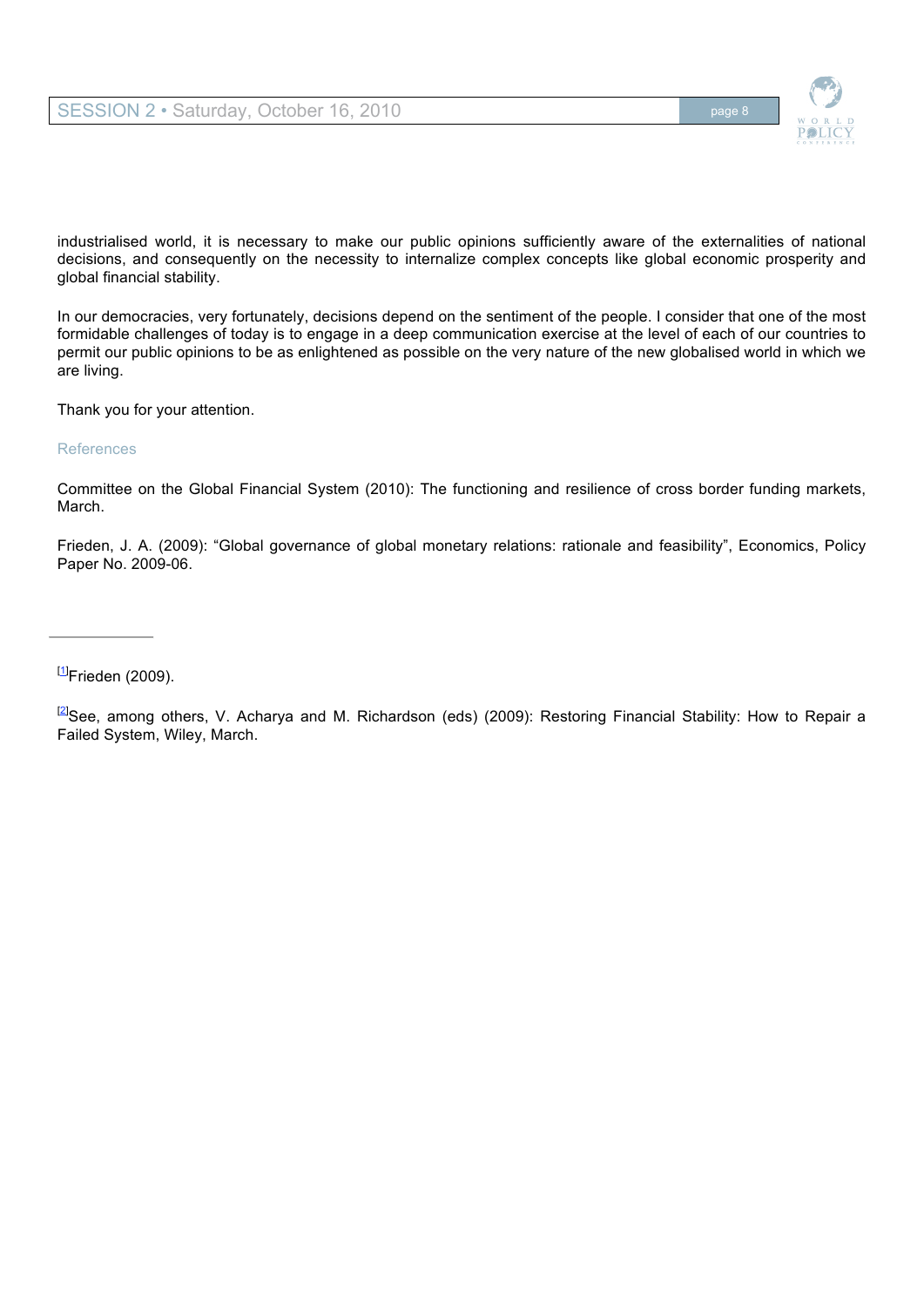industrialised world, it is necessary to make our public opinions sufficiently aware of the externalities of national decisions, and consequently on the necessity to internalize complex concepts like global economic prosperity and global financial stability.

In our democracies, very fortunately, decisions depend on the sentiment of the people. I consider that one of the most formidable challenges of today is to engage in a deep communication exercise at the level of each of our countries to permit our public opinions to be as enlightened as possible on the very nature of the new globalised world in which we are living.

Thank you for your attention.

## References

Committee on the Global Financial System (2010): The functioning and resilience of cross border funding markets, March.

Frieden, J. A. (2009): "Global governance of global monetary relations: rationale and feasibility", Economics, Policy Paper No. 2009-06.

---

[1] Frieden (2009).

[2] See, among others, V. Acharya and M. Richardson (eds) (2009): Restoring Financial Stability: How to Repair a Failed System, Wiley, March.